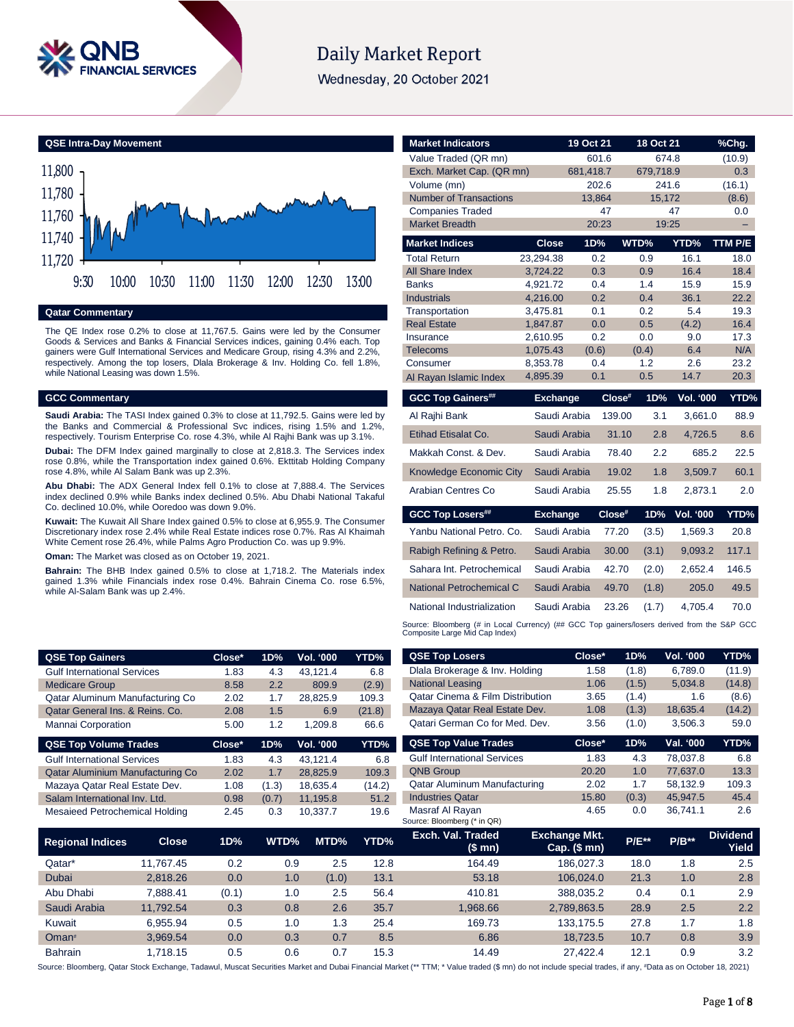# Daily Market Report

Wednesday, 20 October 2021

## QSE Intra-Day Movement

## Qatar Commentary

The QE Index rose 0.2% to close at 11,767.5. Gains were led by the Consumer Goods & Services and Banks & Financial Services indices, gaining 0.4% each. Top gainers were Gulf International Services and Medicare Group, rising 4.3% and 2.2%, respectively. Among the top losers, Dlala Brokerage & Inv. Holding Co. fell 1.8%, while National Leasing was down 1.5%.

## GCC Commentary

**Saudi Arabia:** The TASI Index gained 0.3% to close at 11,792.5. Gains were led by the Banks and Commercial & Professional Svc indices, rising 1.5% and 1.2%, respectively. Tourism Enterprise Co. rose 4.3%, while Al Rajhi Bank was up 3.1%.

**Dubai:** The DFM Index gained marginally to close at 2,818.3. The Services index rose 0.8%, while the Transportation index gained 0.6%. Ekttitab Holding Company rose 4.8%, while Al Salam Bank was up 2.3%.

**Abu Dhabi:** The ADX General Index fell 0.1% to close at 7,888.4. The Services index declined 0.9% while Banks index declined 0.5%. Abu Dhabi National Takaful Co. declined 10.0%, while Ooredoo was down 9.0%.

**Kuwait:** The Kuwait All Share Index gained 0.5% to close at 6,955.9. The Consumer Discretionary index rose 2.4% while Real Estate indices rose 0.7%. Ras Al Khaimah White Cement rose 26.4%, while Palms Agro Production Co. was up 9.9%.

**Oman:** The Market was closed as on October 19, 2021.

**Bahrain:** The BHB Index gained 0.5% to close at 1,718.2. The Materials index gained 1.3% while Financials index rose 0.4%. Bahrain Cinema Co. rose 6.5%, while Al-Salam Bank was up 2.4%.

| Market Indicators | 19 Oct 21 | 18 Oct 21 | %Chg. |
|---|---|---|---|
| Value Traded (QR mn) | 601.6 | 674.8 | (10.9) |
| Exch. Market Cap. (QR mn) | 681,418.7 | 679,718.9 | 0.3 |
| Volume (mn) | 202.6 | 241.6 | (16.1) |
| Number of Transactions | 13,864 | 15,172 | (8.6) |
| Companies Traded | 47 | 47 | 0.0 |
| Market Breadth | 20:23 | 19:25 | – |

| Market Indices | Close | 1D% | WTD% | YTD% | TTM P/E |
|---|---|---|---|---|---|
| Total Return | 23,294.38 | 0.2 | 0.9 | 16.1 | 18.0 |
| All Share Index | 3,724.22 | 0.3 | 0.9 | 16.4 | 18.4 |
| Banks | 4,921.72 | 0.4 | 1.4 | 15.9 | 15.9 |
| Industrials | 4,216.00 | 0.2 | 0.4 | 36.1 | 22.2 |
| Transportation | 3,475.81 | 0.1 | 0.2 | 5.4 | 19.3 |
| Real Estate | 1,847.87 | 0.0 | 0.5 | (4.2) | 16.4 |
| Insurance | 2,610.95 | 0.2 | 0.0 | 9.0 | 17.3 |
| Telecoms | 1,075.43 | (0.6) | (0.4) | 6.4 | N/A |
| Consumer | 8,353.78 | 0.4 | 1.2 | 2.6 | 23.2 |
| Al Rayan Islamic Index | 4,895.39 | 0.1 | 0.5 | 14.7 | 20.3 |

| GCC Top Gainers## | Exchange | Close# | 1D% | Vol. '000 | YTD% |
|---|---|---|---|---|---|
| Al Rajhi Bank | Saudi Arabia | 139.00 | 3.1 | 3,661.0 | 88.9 |
| Etihad Etisalat Co. | Saudi Arabia | 31.10 | 2.8 | 4,726.5 | 8.6 |
| Makkah Const. & Dev. | Saudi Arabia | 78.40 | 2.2 | 685.2 | 22.5 |
| Knowledge Economic City | Saudi Arabia | 19.02 | 1.8 | 3,509.7 | 60.1 |
| Arabian Centres Co | Saudi Arabia | 25.55 | 1.8 | 2,873.1 | 2.0 |

| GCC Top Losers## | Exchange | Close# | 1D% | Vol. '000 | YTD% |
|---|---|---|---|---|---|
| Yanbu National Petro. Co. | Saudi Arabia | 77.20 | (3.5) | 1,569.3 | 20.8 |
| Rabigh Refining & Petro. | Saudi Arabia | 30.00 | (3.1) | 9,093.2 | 117.1 |
| Sahara Int. Petrochemical | Saudi Arabia | 42.70 | (2.0) | 2,652.4 | 146.5 |
| National Petrochemical C | Saudi Arabia | 49.70 | (1.8) | 205.0 | 49.5 |
| National Industrialization | Saudi Arabia | 23.26 | (1.7) | 4,705.4 | 70.0 |

Source: Bloomberg (# in Local Currency) (## GCC Top gainers/losers derived from the S&P GCC Composite Large Mid Cap Index)

| QSE Top Gainers | Close* | 1D% | Vol. '000 | YTD% |
|---|---|---|---|---|
| Gulf International Services | 1.83 | 4.3 | 43,121.4 | 6.8 |
| Medicare Group | 8.58 | 2.2 | 809.9 | (2.9) |
| Qatar Aluminum Manufacturing Co | 2.02 | 1.7 | 28,825.9 | 109.3 |
| Qatar General Ins. & Reins. Co. | 2.08 | 1.5 | 6.9 | (21.8) |
| Mannai Corporation | 5.00 | 1.2 | 1,209.8 | 66.6 |

| QSE Top Volume Trades | Close* | 1D% | Vol. '000 | YTD% |
|---|---|---|---|---|
| Gulf International Services | 1.83 | 4.3 | 43,121.4 | 6.8 |
| Qatar Aluminum Manufacturing Co | 2.02 | 1.7 | 28,825.9 | 109.3 |
| Mazaya Qatar Real Estate Dev. | 1.08 | (1.3) | 18,635.4 | (14.2) |
| Salam International Inv. Ltd. | 0.98 | (0.7) | 11,195.8 | 51.2 |
| Mesaieed Petrochemical Holding | 2.45 | 0.3 | 10,337.7 | 19.6 |

| QSE Top Losers | Close* | 1D% | Vol. '000 | YTD% |
|---|---|---|---|---|
| Dlala Brokerage & Inv. Holding | 1.58 | (1.8) | 6,789.0 | (11.9) |
| National Leasing | 1.06 | (1.5) | 5,034.8 | (14.8) |
| Qatar Cinema & Film Distribution | 3.65 | (1.4) | 1.6 | (8.6) |
| Mazaya Qatar Real Estate Dev. | 1.08 | (1.3) | 18,635.4 | (14.2) |
| Qatari German Co for Med. Dev. | 3.56 | (1.0) | 3,506.3 | 59.0 |

| QSE Top Value Trades | Close* | 1D% | Val. '000 | YTD% |
|---|---|---|---|---|
| Gulf International Services | 1.83 | 4.3 | 78,037.8 | 6.8 |
| QNB Group | 20.20 | 1.0 | 77,637.0 | 13.3 |
| Qatar Aluminum Manufacturing | 2.02 | 1.7 | 58,132.9 | 109.3 |
| Industries Qatar | 15.80 | (0.3) | 45,947.5 | 45.4 |
| Masraf Al Rayan | 4.65 | 0.0 | 36,741.1 | 2.6 |

Source: Bloomberg (* in QR)

| Regional Indices | Close | 1D% | WTD% | MTD% | YTD% | Exch. Val. Traded ($ mn) | Exchange Mkt. Cap. ($ mn) | P/E** | P/B** | Dividend Yield |
|---|---|---|---|---|---|---|---|---|---|---|
| Qatar* | 11,767.45 | 0.2 | 0.9 | 2.5 | 12.8 | 164.49 | 186,027.3 | 18.0 | 1.8 | 2.5 |
| Dubai | 2,818.26 | 0.0 | 1.0 | (1.0) | 13.1 | 53.18 | 106,024.0 | 21.3 | 1.0 | 2.8 |
| Abu Dhabi | 7,888.41 | (0.1) | 1.0 | 2.5 | 56.4 | 410.81 | 388,035.2 | 0.4 | 0.1 | 2.9 |
| Saudi Arabia | 11,792.54 | 0.3 | 0.8 | 2.6 | 35.7 | 1,968.66 | 2,789,863.5 | 28.9 | 2.5 | 2.2 |
| Kuwait | 6,955.94 | 0.5 | 1.0 | 1.3 | 25.4 | 169.73 | 133,175.5 | 27.8 | 1.7 | 1.8 |
| Oman# | 3,969.54 | 0.0 | 0.3 | 0.7 | 8.5 | 6.86 | 18,723.5 | 10.7 | 0.8 | 3.9 |
| Bahrain | 1,718.15 | 0.5 | 0.6 | 0.7 | 15.3 | 14.49 | 27,422.4 | 12.1 | 0.9 | 3.2 |

Source: Bloomberg, Qatar Stock Exchange, Tadawul, Muscat Securities Market and Dubai Financial Market (** TTM; * Value traded ($ mn) do not include special trades, if any, #Data as on October 18, 2021)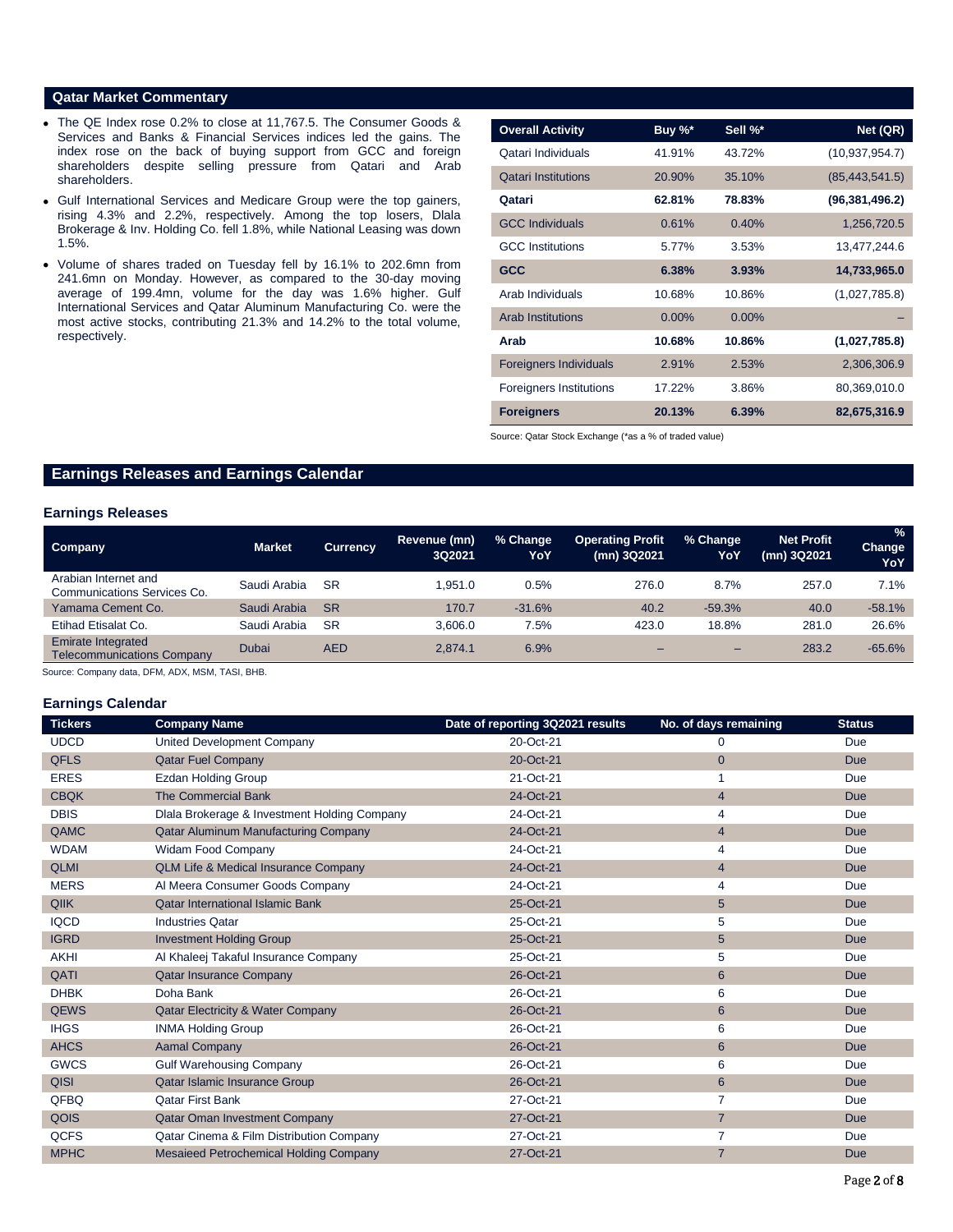## Qatar Market Commentary

- The QE Index rose 0.2% to close at 11,767.5. The Consumer Goods & Services and Banks & Financial Services indices led the gains. The index rose on the back of buying support from GCC and foreign shareholders despite selling pressure from Qatari and Arab shareholders.
- Gulf International Services and Medicare Group were the top gainers, rising 4.3% and 2.2%, respectively. Among the top losers, Dlala Brokerage & Inv. Holding Co. fell 1.8%, while National Leasing was down 1.5%.
- Volume of shares traded on Tuesday fell by 16.1% to 202.6mn from 241.6mn on Monday. However, as compared to the 30-day moving average of 199.4mn, volume for the day was 1.6% higher. Gulf International Services and Qatar Aluminum Manufacturing Co. were the most active stocks, contributing 21.3% and 14.2% to the total volume, respectively.

| Overall Activity | Buy %* | Sell %* | Net (QR) |
|---|---|---|---|
| Qatari Individuals | 41.91% | 43.72% | (10,937,954.7) |
| Qatari Institutions | 20.90% | 35.10% | (85,443,541.5) |
| **Qatari** | **62.81%** | **78.83%** | **(96,381,496.2)** |
| GCC Individuals | 0.61% | 0.40% | 1,256,720.5 |
| GCC Institutions | 5.77% | 3.53% | 13,477,244.6 |
| **GCC** | **6.38%** | **3.93%** | **14,733,965.0** |
| Arab Individuals | 10.68% | 10.86% | (1,027,785.8) |
| Arab Institutions | 0.00% | 0.00% | – |
| **Arab** | **10.68%** | **10.86%** | **(1,027,785.8)** |
| Foreigners Individuals | 2.91% | 2.53% | 2,306,306.9 |
| Foreigners Institutions | 17.22% | 3.86% | 80,369,010.0 |
| **Foreigners** | **20.13%** | **6.39%** | **82,675,316.9** |

Source: Qatar Stock Exchange (*as a % of traded value)

## Earnings Releases and Earnings Calendar

### Earnings Releases

| Company | Market | Currency | Revenue (mn) 3Q2021 | % Change YoY | Operating Profit (mn) 3Q2021 | % Change YoY | Net Profit (mn) 3Q2021 | % Change YoY |
|---|---|---|---|---|---|---|---|---|
| Arabian Internet and Communications Services Co. | Saudi Arabia | SR | 1,951.0 | 0.5% | 276.0 | 8.7% | 257.0 | 7.1% |
| Yamama Cement Co. | Saudi Arabia | SR | 170.7 | -31.6% | 40.2 | -59.3% | 40.0 | -58.1% |
| Etihad Etisalat Co. | Saudi Arabia | SR | 3,606.0 | 7.5% | 423.0 | 18.8% | 281.0 | 26.6% |
| Emirate Integrated Telecommunications Company | Dubai | AED | 2,874.1 | 6.9% | – | – | 283.2 | -65.6% |

Source: Company data, DFM, ADX, MSM, TASI, BHB.

### Earnings Calendar

| Tickers | Company Name | Date of reporting 3Q2021 results | No. of days remaining | Status |
|---|---|---|---|---|
| UDCD | United Development Company | 20-Oct-21 | 0 | Due |
| QFLS | Qatar Fuel Company | 20-Oct-21 | 0 | Due |
| ERES | Ezdan Holding Group | 21-Oct-21 | 1 | Due |
| CBQK | The Commercial Bank | 24-Oct-21 | 4 | Due |
| DBIS | Dlala Brokerage & Investment Holding Company | 24-Oct-21 | 4 | Due |
| QAMC | Qatar Aluminum Manufacturing Company | 24-Oct-21 | 4 | Due |
| WDAM | Widam Food Company | 24-Oct-21 | 4 | Due |
| QLMI | QLM Life & Medical Insurance Company | 24-Oct-21 | 4 | Due |
| MERS | Al Meera Consumer Goods Company | 24-Oct-21 | 4 | Due |
| QIIK | Qatar International Islamic Bank | 25-Oct-21 | 5 | Due |
| IQCD | Industries Qatar | 25-Oct-21 | 5 | Due |
| IGRD | Investment Holding Group | 25-Oct-21 | 5 | Due |
| AKHI | Al Khaleej Takaful Insurance Company | 25-Oct-21 | 5 | Due |
| QATI | Qatar Insurance Company | 26-Oct-21 | 6 | Due |
| DHBK | Doha Bank | 26-Oct-21 | 6 | Due |
| QEWS | Qatar Electricity & Water Company | 26-Oct-21 | 6 | Due |
| IHGS | INMA Holding Group | 26-Oct-21 | 6 | Due |
| AHCS | Aamal Company | 26-Oct-21 | 6 | Due |
| GWCS | Gulf Warehousing Company | 26-Oct-21 | 6 | Due |
| QISI | Qatar Islamic Insurance Group | 26-Oct-21 | 6 | Due |
| QFBQ | Qatar First Bank | 27-Oct-21 | 7 | Due |
| QOIS | Qatar Oman Investment Company | 27-Oct-21 | 7 | Due |
| QCFS | Qatar Cinema & Film Distribution Company | 27-Oct-21 | 7 | Due |
| MPHC | Mesaieed Petrochemical Holding Company | 27-Oct-21 | 7 | Due |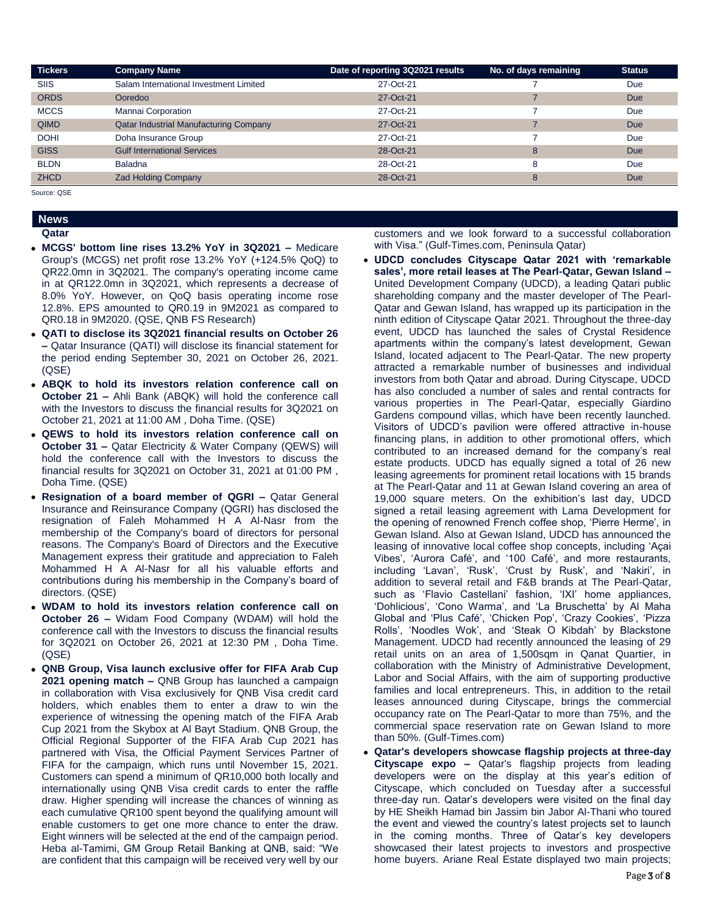| Tickers | Company Name | Date of reporting 3Q2021 results | No. of days remaining | Status |
|---|---|---|---|---|
| SIIS | Salam International Investment Limited | 27-Oct-21 | 7 | Due |
| ORDS | Ooredoo | 27-Oct-21 | 7 | Due |
| MCCS | Mannai Corporation | 27-Oct-21 | 7 | Due |
| QIMD | Qatar Industrial Manufacturing Company | 27-Oct-21 | 7 | Due |
| DOHI | Doha Insurance Group | 27-Oct-21 | 7 | Due |
| GISS | Gulf International Services | 28-Oct-21 | 8 | Due |
| BLDN | Baladna | 28-Oct-21 | 8 | Due |
| ZHCD | Zad Holding Company | 28-Oct-21 | 8 | Due |

Source: QSE

## News

### Qatar

- **MCGS' bottom line rises 13.2% YoY in 3Q2021 –** Medicare Group's (MCGS) net profit rose 13.2% YoY (+124.5% QoQ) to QR22.0mn in 3Q2021. The company's operating income came in at QR122.0mn in 3Q2021, which represents a decrease of 8.0% YoY. However, on QoQ basis operating income rose 12.8%. EPS amounted to QR0.19 in 9M2021 as compared to QR0.18 in 9M2020. (QSE, QNB FS Research)
- **QATI to disclose its 3Q2021 financial results on October 26 –** Qatar Insurance (QATI) will disclose its financial statement for the period ending September 30, 2021 on October 26, 2021. (QSE)
- **ABQK to hold its investors relation conference call on October 21 –** Ahli Bank (ABQK) will hold the conference call with the Investors to discuss the financial results for 3Q2021 on October 21, 2021 at 11:00 AM , Doha Time. (QSE)
- **QEWS to hold its investors relation conference call on October 31 –** Qatar Electricity & Water Company (QEWS) will hold the conference call with the Investors to discuss the financial results for 3Q2021 on October 31, 2021 at 01:00 PM , Doha Time. (QSE)
- **Resignation of a board member of QGRI –** Qatar General Insurance and Reinsurance Company (QGRI) has disclosed the resignation of Faleh Mohammed H A Al-Nasr from the membership of the Company's board of directors for personal reasons. The Company's Board of Directors and the Executive Management express their gratitude and appreciation to Faleh Mohammed H A Al-Nasr for all his valuable efforts and contributions during his membership in the Company's board of directors. (QSE)
- **WDAM to hold its investors relation conference call on October 26 –** Widam Food Company (WDAM) will hold the conference call with the Investors to discuss the financial results for 3Q2021 on October 26, 2021 at 12:30 PM , Doha Time. (QSE)
- **QNB Group, Visa launch exclusive offer for FIFA Arab Cup 2021 opening match –** QNB Group has launched a campaign in collaboration with Visa exclusively for QNB Visa credit card holders, which enables them to enter a draw to win the experience of witnessing the opening match of the FIFA Arab Cup 2021 from the Skybox at Al Bayt Stadium. QNB Group, the Official Regional Supporter of the FIFA Arab Cup 2021 has partnered with Visa, the Official Payment Services Partner of FIFA for the campaign, which runs until November 15, 2021. Customers can spend a minimum of QR10,000 both locally and internationally using QNB Visa credit cards to enter the raffle draw. Higher spending will increase the chances of winning as each cumulative QR100 spent beyond the qualifying amount will enable customers to get one more chance to enter the draw. Eight winners will be selected at the end of the campaign period. Heba al-Tamimi, GM Group Retail Banking at QNB, said: "We are confident that this campaign will be received very well by our customers and we look forward to a successful collaboration with Visa." (Gulf-Times.com, Peninsula Qatar)
- **UDCD concludes Cityscape Qatar 2021 with 'remarkable sales', more retail leases at The Pearl-Qatar, Gewan Island –** United Development Company (UDCD), a leading Qatari public shareholding company and the master developer of The Pearl-Qatar and Gewan Island, has wrapped up its participation in the ninth edition of Cityscape Qatar 2021. Throughout the three-day event, UDCD has launched the sales of Crystal Residence apartments within the company's latest development, Gewan Island, located adjacent to The Pearl-Qatar. The new property attracted a remarkable number of businesses and individual investors from both Qatar and abroad. During Cityscape, UDCD has also concluded a number of sales and rental contracts for various properties in The Pearl-Qatar, especially Giardino Gardens compound villas, which have been recently launched. Visitors of UDCD's pavilion were offered attractive in-house financing plans, in addition to other promotional offers, which contributed to an increased demand for the company's real estate products. UDCD has equally signed a total of 26 new leasing agreements for prominent retail locations with 15 brands at The Pearl-Qatar and 11 at Gewan Island covering an area of 19,000 square meters. On the exhibition's last day, UDCD signed a retail leasing agreement with Lama Development for the opening of renowned French coffee shop, 'Pierre Herme', in Gewan Island. Also at Gewan Island, UDCD has announced the leasing of innovative local coffee shop concepts, including 'Açai Vibes', 'Aurora Café', and '100 Café', and more restaurants, including 'Lavan', 'Rusk', 'Crust by Rusk', and 'Nakiri', in addition to several retail and F&B brands at The Pearl-Qatar, such as 'Flavio Castellani' fashion, 'IXI' home appliances, 'Dohlicious', 'Cono Warma', and 'La Bruschetta' by Al Maha Global and 'Plus Café', 'Chicken Pop', 'Crazy Cookies', 'Pizza Rolls', 'Noodles Wok', and 'Steak O Kibdah' by Blackstone Management. UDCD had recently announced the leasing of 29 retail units on an area of 1,500sqm in Qanat Quartier, in collaboration with the Ministry of Administrative Development, Labor and Social Affairs, with the aim of supporting productive families and local entrepreneurs. This, in addition to the retail leases announced during Cityscape, brings the commercial occupancy rate on The Pearl-Qatar to more than 75%, and the commercial space reservation rate on Gewan Island to more than 50%. (Gulf-Times.com)
- **Qatar's developers showcase flagship projects at three-day Cityscape expo –** Qatar's flagship projects from leading developers were on the display at this year's edition of Cityscape, which concluded on Tuesday after a successful three-day run. Qatar's developers were visited on the final day by HE Sheikh Hamad bin Jassim bin Jabor Al-Thani who toured the event and viewed the country's latest projects set to launch in the coming months. Three of Qatar's key developers showcased their latest projects to investors and prospective home buyers. Ariane Real Estate displayed two main projects;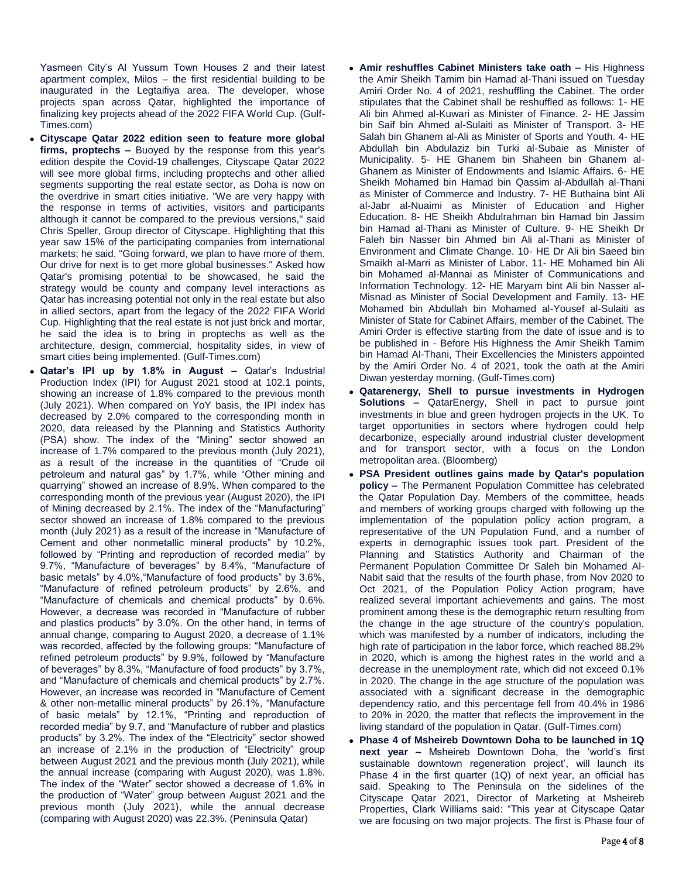Yasmeen City's Al Yussum Town Houses 2 and their latest apartment complex, Milos – the first residential building to be inaugurated in the Legtaifiya area. The developer, whose projects span across Qatar, highlighted the importance of finalizing key projects ahead of the 2022 FIFA World Cup. (Gulf-Times.com)

- **Cityscape Qatar 2022 edition seen to feature more global firms, proptechs –** Buoyed by the response from this year's edition despite the Covid-19 challenges, Cityscape Qatar 2022 will see more global firms, including proptechs and other allied segments supporting the real estate sector, as Doha is now on the overdrive in smart cities initiative. "We are very happy with the response in terms of activities, visitors and participants although it cannot be compared to the previous versions," said Chris Speller, Group director of Cityscape. Highlighting that this year saw 15% of the participating companies from international markets; he said, "Going forward, we plan to have more of them. Our drive for next is to get more global businesses." Asked how Qatar's promising potential to be showcased, he said the strategy would be county and company level interactions as Qatar has increasing potential not only in the real estate but also in allied sectors, apart from the legacy of the 2022 FIFA World Cup. Highlighting that the real estate is not just brick and mortar, he said the idea is to bring in proptechs as well as the architecture, design, commercial, hospitality sides, in view of smart cities being implemented. (Gulf-Times.com)
- **Qatar's IPI up by 1.8% in August –** Qatar's Industrial Production Index (IPI) for August 2021 stood at 102.1 points, showing an increase of 1.8% compared to the previous month (July 2021). When compared on YoY basis, the IPI index has decreased by 2.0% compared to the corresponding month in 2020, data released by the Planning and Statistics Authority (PSA) show. The index of the "Mining" sector showed an increase of 1.7% compared to the previous month (July 2021), as a result of the increase in the quantities of "Crude oil petroleum and natural gas" by 1.7%, while "Other mining and quarrying" showed an increase of 8.9%. When compared to the corresponding month of the previous year (August 2020), the IPI of Mining decreased by 2.1%. The index of the "Manufacturing" sector showed an increase of 1.8% compared to the previous month (July 2021) as a result of the increase in "Manufacture of Cement and other nonmetallic mineral products" by 10.2%, followed by "Printing and reproduction of recorded media'' by 9.7%, "Manufacture of beverages" by 8.4%, "Manufacture of basic metals" by 4.0%,"Manufacture of food products" by 3.6%, "Manufacture of refined petroleum products" by 2.6%, and "Manufacture of chemicals and chemical products" by 0.6%. However, a decrease was recorded in "Manufacture of rubber and plastics products" by 3.0%. On the other hand, in terms of annual change, comparing to August 2020, a decrease of 1.1% was recorded, affected by the following groups: "Manufacture of refined petroleum products" by 9.9%, followed by "Manufacture of beverages" by 8.3%, "Manufacture of food products" by 3.7%, and "Manufacture of chemicals and chemical products" by 2.7%. However, an increase was recorded in "Manufacture of Cement & other non-metallic mineral products" by 26.1%, "Manufacture of basic metals" by 12.1%, "Printing and reproduction of recorded media" by 9.7, and "Manufacture of rubber and plastics products" by 3.2%. The index of the "Electricity" sector showed an increase of 2.1% in the production of "Electricity" group between August 2021 and the previous month (July 2021), while the annual increase (comparing with August 2020), was 1.8%. The index of the "Water" sector showed a decrease of 1.6% in the production of "Water" group between August 2021 and the previous month (July 2021), while the annual decrease (comparing with August 2020) was 22.3%. (Peninsula Qatar)
- **Amir reshuffles Cabinet Ministers take oath –** His Highness the Amir Sheikh Tamim bin Hamad al-Thani issued on Tuesday Amiri Order No. 4 of 2021, reshuffling the Cabinet. The order stipulates that the Cabinet shall be reshuffled as follows: 1- HE Ali bin Ahmed al-Kuwari as Minister of Finance. 2- HE Jassim bin Saif bin Ahmed al-Sulaiti as Minister of Transport. 3- HE Salah bin Ghanem al-Ali as Minister of Sports and Youth. 4- HE Abdullah bin Abdulaziz bin Turki al-Subaie as Minister of Municipality. 5- HE Ghanem bin Shaheen bin Ghanem al-Ghanem as Minister of Endowments and Islamic Affairs. 6- HE Sheikh Mohamed bin Hamad bin Qassim al-Abdullah al-Thani as Minister of Commerce and Industry. 7- HE Buthaina bint Ali al-Jabr al-Nuaimi as Minister of Education and Higher Education. 8- HE Sheikh Abdulrahman bin Hamad bin Jassim bin Hamad al-Thani as Minister of Culture. 9- HE Sheikh Dr Faleh bin Nasser bin Ahmed bin Ali al-Thani as Minister of Environment and Climate Change. 10- HE Dr Ali bin Saeed bin Smaikh al-Marri as Minister of Labor. 11- HE Mohamed bin Ali bin Mohamed al-Mannai as Minister of Communications and Information Technology. 12- HE Maryam bint Ali bin Nasser al-Misnad as Minister of Social Development and Family. 13- HE Mohamed bin Abdullah bin Mohamed al-Yousef al-Sulaiti as Minister of State for Cabinet Affairs, member of the Cabinet. The Amiri Order is effective starting from the date of issue and is to be published in - Before His Highness the Amir Sheikh Tamim bin Hamad Al-Thani, Their Excellencies the Ministers appointed by the Amiri Order No. 4 of 2021, took the oath at the Amiri Diwan yesterday morning. (Gulf-Times.com)
- **Qatarenergy, Shell to pursue investments in Hydrogen Solutions –** QatarEnergy, Shell in pact to pursue joint investments in blue and green hydrogen projects in the UK. To target opportunities in sectors where hydrogen could help decarbonize, especially around industrial cluster development and for transport sector, with a focus on the London metropolitan area. (Bloomberg)
- **PSA President outlines gains made by Qatar's population policy –** The Permanent Population Committee has celebrated the Qatar Population Day. Members of the committee, heads and members of working groups charged with following up the implementation of the population policy action program, a representative of the UN Population Fund, and a number of experts in demographic issues took part. President of the Planning and Statistics Authority and Chairman of the Permanent Population Committee Dr Saleh bin Mohamed Al-Nabit said that the results of the fourth phase, from Nov 2020 to Oct 2021, of the Population Policy Action program, have realized several important achievements and gains. The most prominent among these is the demographic return resulting from the change in the age structure of the country's population, which was manifested by a number of indicators, including the high rate of participation in the labor force, which reached 88.2% in 2020, which is among the highest rates in the world and a decrease in the unemployment rate, which did not exceed 0.1% in 2020. The change in the age structure of the population was associated with a significant decrease in the demographic dependency ratio, and this percentage fell from 40.4% in 1986 to 20% in 2020, the matter that reflects the improvement in the living standard of the population in Qatar. (Gulf-Times.com)
- **Phase 4 of Msheireb Downtown Doha to be launched in 1Q next year –** Msheireb Downtown Doha, the 'world's first sustainable downtown regeneration project', will launch its Phase 4 in the first quarter (1Q) of next year, an official has said. Speaking to The Peninsula on the sidelines of the Cityscape Qatar 2021, Director of Marketing at Msheireb Properties, Clark Williams said: "This year at Cityscape Qatar we are focusing on two major projects. The first is Phase four of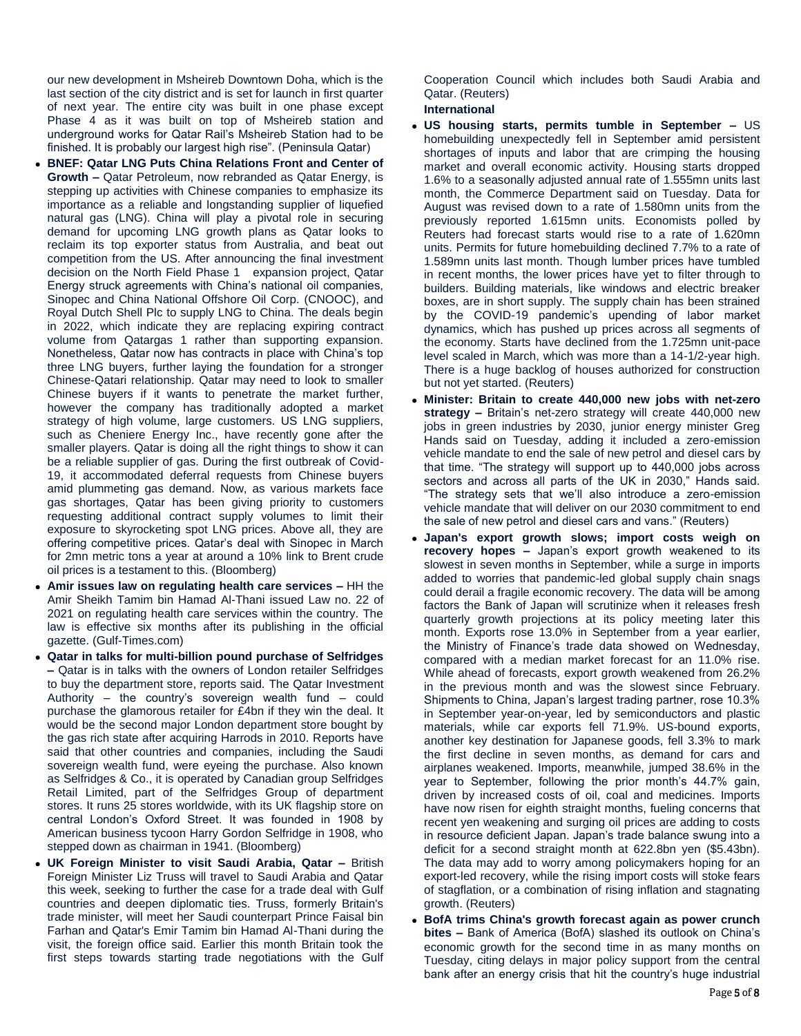our new development in Msheireb Downtown Doha, which is the last section of the city district and is set for launch in first quarter of next year. The entire city was built in one phase except Phase 4 as it was built on top of Msheireb station and underground works for Qatar Rail's Msheireb Station had to be finished. It is probably our largest high rise". (Peninsula Qatar)

- **BNEF: Qatar LNG Puts China Relations Front and Center of Growth –** Qatar Petroleum, now rebranded as Qatar Energy, is stepping up activities with Chinese companies to emphasize its importance as a reliable and longstanding supplier of liquefied natural gas (LNG). China will play a pivotal role in securing demand for upcoming LNG growth plans as Qatar looks to reclaim its top exporter status from Australia, and beat out competition from the US. After announcing the final investment decision on the North Field Phase 1 expansion project, Qatar Energy struck agreements with China's national oil companies, Sinopec and China National Offshore Oil Corp. (CNOOC), and Royal Dutch Shell Plc to supply LNG to China. The deals begin in 2022, which indicate they are replacing expiring contract volume from Qatargas 1 rather than supporting expansion. Nonetheless, Qatar now has contracts in place with China's top three LNG buyers, further laying the foundation for a stronger Chinese-Qatari relationship. Qatar may need to look to smaller Chinese buyers if it wants to penetrate the market further, however the company has traditionally adopted a market strategy of high volume, large customers. US LNG suppliers, such as Cheniere Energy Inc., have recently gone after the smaller players. Qatar is doing all the right things to show it can be a reliable supplier of gas. During the first outbreak of Covid-19, it accommodated deferral requests from Chinese buyers amid plummeting gas demand. Now, as various markets face gas shortages, Qatar has been giving priority to customers requesting additional contract supply volumes to limit their exposure to skyrocketing spot LNG prices. Above all, they are offering competitive prices. Qatar's deal with Sinopec in March for 2mn metric tons a year at around a 10% link to Brent crude oil prices is a testament to this. (Bloomberg)
- **Amir issues law on regulating health care services –** HH the Amir Sheikh Tamim bin Hamad Al-Thani issued Law no. 22 of 2021 on regulating health care services within the country. The law is effective six months after its publishing in the official gazette. (Gulf-Times.com)
- **Qatar in talks for multi-billion pound purchase of Selfridges –** Qatar is in talks with the owners of London retailer Selfridges to buy the department store, reports said. The Qatar Investment Authority – the country's sovereign wealth fund – could purchase the glamorous retailer for £4bn if they win the deal. It would be the second major London department store bought by the gas rich state after acquiring Harrods in 2010. Reports have said that other countries and companies, including the Saudi sovereign wealth fund, were eyeing the purchase. Also known as Selfridges & Co., it is operated by Canadian group Selfridges Retail Limited, part of the Selfridges Group of department stores. It runs 25 stores worldwide, with its UK flagship store on central London's Oxford Street. It was founded in 1908 by American business tycoon Harry Gordon Selfridge in 1908, who stepped down as chairman in 1941. (Bloomberg)
- **UK Foreign Minister to visit Saudi Arabia, Qatar –** British Foreign Minister Liz Truss will travel to Saudi Arabia and Qatar this week, seeking to further the case for a trade deal with Gulf countries and deepen diplomatic ties. Truss, formerly Britain's trade minister, will meet her Saudi counterpart Prince Faisal bin Farhan and Qatar's Emir Tamim bin Hamad Al-Thani during the visit, the foreign office said. Earlier this month Britain took the first steps towards starting trade negotiations with the Gulf Cooperation Council which includes both Saudi Arabia and Qatar. (Reuters)

**International**

- **US housing starts, permits tumble in September –** US homebuilding unexpectedly fell in September amid persistent shortages of inputs and labor that are crimping the housing market and overall economic activity. Housing starts dropped 1.6% to a seasonally adjusted annual rate of 1.555mn units last month, the Commerce Department said on Tuesday. Data for August was revised down to a rate of 1.580mn units from the previously reported 1.615mn units. Economists polled by Reuters had forecast starts would rise to a rate of 1.620mn units. Permits for future homebuilding declined 7.7% to a rate of 1.589mn units last month. Though lumber prices have tumbled in recent months, the lower prices have yet to filter through to builders. Building materials, like windows and electric breaker boxes, are in short supply. The supply chain has been strained by the COVID-19 pandemic's upending of labor market dynamics, which has pushed up prices across all segments of the economy. Starts have declined from the 1.725mn unit-pace level scaled in March, which was more than a 14-1/2-year high. There is a huge backlog of houses authorized for construction but not yet started. (Reuters)
- **Minister: Britain to create 440,000 new jobs with net-zero strategy –** Britain's net-zero strategy will create 440,000 new jobs in green industries by 2030, junior energy minister Greg Hands said on Tuesday, adding it included a zero-emission vehicle mandate to end the sale of new petrol and diesel cars by that time. "The strategy will support up to 440,000 jobs across sectors and across all parts of the UK in 2030," Hands said. "The strategy sets that we'll also introduce a zero-emission vehicle mandate that will deliver on our 2030 commitment to end the sale of new petrol and diesel cars and vans." (Reuters)
- **Japan's export growth slows; import costs weigh on recovery hopes –** Japan's export growth weakened to its slowest in seven months in September, while a surge in imports added to worries that pandemic-led global supply chain snags could derail a fragile economic recovery. The data will be among factors the Bank of Japan will scrutinize when it releases fresh quarterly growth projections at its policy meeting later this month. Exports rose 13.0% in September from a year earlier, the Ministry of Finance's trade data showed on Wednesday, compared with a median market forecast for an 11.0% rise. While ahead of forecasts, export growth weakened from 26.2% in the previous month and was the slowest since February. Shipments to China, Japan's largest trading partner, rose 10.3% in September year-on-year, led by semiconductors and plastic materials, while car exports fell 71.9%. US-bound exports, another key destination for Japanese goods, fell 3.3% to mark the first decline in seven months, as demand for cars and airplanes weakened. Imports, meanwhile, jumped 38.6% in the year to September, following the prior month's 44.7% gain, driven by increased costs of oil, coal and medicines. Imports have now risen for eighth straight months, fueling concerns that recent yen weakening and surging oil prices are adding to costs in resource deficient Japan. Japan's trade balance swung into a deficit for a second straight month at 622.8bn yen ($5.43bn). The data may add to worry among policymakers hoping for an export-led recovery, while the rising import costs will stoke fears of stagflation, or a combination of rising inflation and stagnating growth. (Reuters)
- **BofA trims China's growth forecast again as power crunch bites –** Bank of America (BofA) slashed its outlook on China's economic growth for the second time in as many months on Tuesday, citing delays in major policy support from the central bank after an energy crisis that hit the country's huge industrial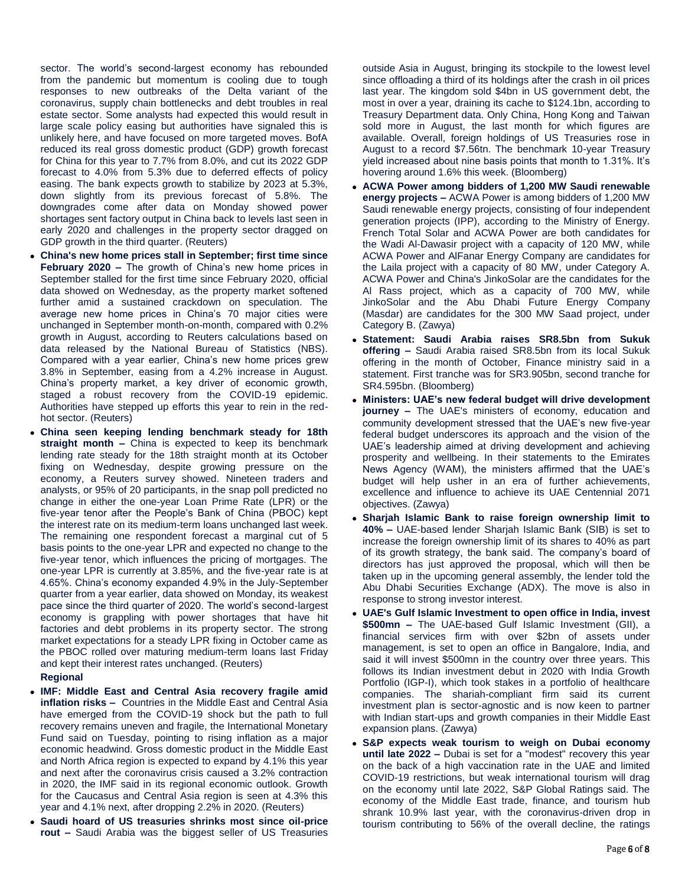sector. The world's second-largest economy has rebounded from the pandemic but momentum is cooling due to tough responses to new outbreaks of the Delta variant of the coronavirus, supply chain bottlenecks and debt troubles in real estate sector. Some analysts had expected this would result in large scale policy easing but authorities have signaled this is unlikely here, and have focused on more targeted moves. BofA reduced its real gross domestic product (GDP) growth forecast for China for this year to 7.7% from 8.0%, and cut its 2022 GDP forecast to 4.0% from 5.3% due to deferred effects of policy easing. The bank expects growth to stabilize by 2023 at 5.3%, down slightly from its previous forecast of 5.8%. The downgrades come after data on Monday showed power shortages sent factory output in China back to levels last seen in early 2020 and challenges in the property sector dragged on GDP growth in the third quarter. (Reuters)

- **China's new home prices stall in September; first time since February 2020 –** The growth of China's new home prices in September stalled for the first time since February 2020, official data showed on Wednesday, as the property market softened further amid a sustained crackdown on speculation. The average new home prices in China's 70 major cities were unchanged in September month-on-month, compared with 0.2% growth in August, according to Reuters calculations based on data released by the National Bureau of Statistics (NBS). Compared with a year earlier, China's new home prices grew 3.8% in September, easing from a 4.2% increase in August. China's property market, a key driver of economic growth, staged a robust recovery from the COVID-19 epidemic. Authorities have stepped up efforts this year to rein in the red-hot sector. (Reuters)
- **China seen keeping lending benchmark steady for 18th straight month –** China is expected to keep its benchmark lending rate steady for the 18th straight month at its October fixing on Wednesday, despite growing pressure on the economy, a Reuters survey showed. Nineteen traders and analysts, or 95% of 20 participants, in the snap poll predicted no change in either the one-year Loan Prime Rate (LPR) or the five-year tenor after the People's Bank of China (PBOC) kept the interest rate on its medium-term loans unchanged last week. The remaining one respondent forecast a marginal cut of 5 basis points to the one-year LPR and expected no change to the five-year tenor, which influences the pricing of mortgages. The one-year LPR is currently at 3.85%, and the five-year rate is at 4.65%. China's economy expanded 4.9% in the July-September quarter from a year earlier, data showed on Monday, its weakest pace since the third quarter of 2020. The world's second-largest economy is grappling with power shortages that have hit factories and debt problems in its property sector. The strong market expectations for a steady LPR fixing in October came as the PBOC rolled over maturing medium-term loans last Friday and kept their interest rates unchanged. (Reuters)

**Regional**

- **IMF: Middle East and Central Asia recovery fragile amid inflation risks –** Countries in the Middle East and Central Asia have emerged from the COVID-19 shock but the path to full recovery remains uneven and fragile, the International Monetary Fund said on Tuesday, pointing to rising inflation as a major economic headwind. Gross domestic product in the Middle East and North Africa region is expected to expand by 4.1% this year and next after the coronavirus crisis caused a 3.2% contraction in 2020, the IMF said in its regional economic outlook. Growth for the Caucasus and Central Asia region is seen at 4.3% this year and 4.1% next, after dropping 2.2% in 2020. (Reuters)
- **Saudi hoard of US treasuries shrinks most since oil-price rout –** Saudi Arabia was the biggest seller of US Treasuries outside Asia in August, bringing its stockpile to the lowest level since offloading a third of its holdings after the crash in oil prices last year. The kingdom sold $4bn in US government debt, the most in over a year, draining its cache to $124.1bn, according to Treasury Department data. Only China, Hong Kong and Taiwan sold more in August, the last month for which figures are available. Overall, foreign holdings of US Treasuries rose in August to a record $7.56tn. The benchmark 10-year Treasury yield increased about nine basis points that month to 1.31%. It's hovering around 1.6% this week. (Bloomberg)
- **ACWA Power among bidders of 1,200 MW Saudi renewable energy projects –** ACWA Power is among bidders of 1,200 MW Saudi renewable energy projects, consisting of four independent generation projects (IPP), according to the Ministry of Energy. French Total Solar and ACWA Power are both candidates for the Wadi Al-Dawasir project with a capacity of 120 MW, while ACWA Power and AlFanar Energy Company are candidates for the Laila project with a capacity of 80 MW, under Category A. ACWA Power and China's JinkoSolar are the candidates for the Al Rass project, which as a capacity of 700 MW, while JinkoSolar and the Abu Dhabi Future Energy Company (Masdar) are candidates for the 300 MW Saad project, under Category B. (Zawya)
- **Statement: Saudi Arabia raises SR8.5bn from Sukuk offering –** Saudi Arabia raised SR8.5bn from its local Sukuk offering in the month of October, Finance ministry said in a statement. First tranche was for SR3.905bn, second tranche for SR4.595bn. (Bloomberg)
- **Ministers: UAE's new federal budget will drive development journey –** The UAE's ministers of economy, education and community development stressed that the UAE's new five-year federal budget underscores its approach and the vision of the UAE's leadership aimed at driving development and achieving prosperity and wellbeing. In their statements to the Emirates News Agency (WAM), the ministers affirmed that the UAE's budget will help usher in an era of further achievements, excellence and influence to achieve its UAE Centennial 2071 objectives. (Zawya)
- **Sharjah Islamic Bank to raise foreign ownership limit to 40% –** UAE-based lender Sharjah Islamic Bank (SIB) is set to increase the foreign ownership limit of its shares to 40% as part of its growth strategy, the bank said. The company's board of directors has just approved the proposal, which will then be taken up in the upcoming general assembly, the lender told the Abu Dhabi Securities Exchange (ADX). The move is also in response to strong investor interest.
- **UAE's Gulf Islamic Investment to open office in India, invest $500mn –** The UAE-based Gulf Islamic Investment (GII), a financial services firm with over $2bn of assets under management, is set to open an office in Bangalore, India, and said it will invest $500mn in the country over three years. This follows its Indian investment debut in 2020 with India Growth Portfolio (IGP-I), which took stakes in a portfolio of healthcare companies. The shariah-compliant firm said its current investment plan is sector-agnostic and is now keen to partner with Indian start-ups and growth companies in their Middle East expansion plans. (Zawya)
- **S&P expects weak tourism to weigh on Dubai economy until late 2022 –** Dubai is set for a "modest" recovery this year on the back of a high vaccination rate in the UAE and limited COVID-19 restrictions, but weak international tourism will drag on the economy until late 2022, S&P Global Ratings said. The economy of the Middle East trade, finance, and tourism hub shrank 10.9% last year, with the coronavirus-driven drop in tourism contributing to 56% of the overall decline, the ratings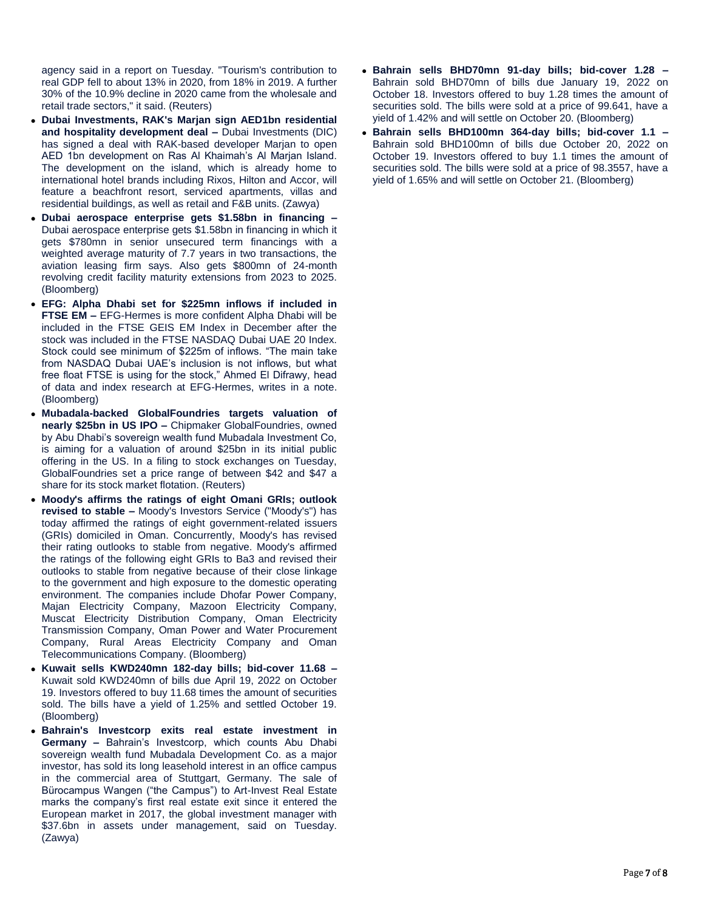agency said in a report on Tuesday. "Tourism's contribution to real GDP fell to about 13% in 2020, from 18% in 2019. A further 30% of the 10.9% decline in 2020 came from the wholesale and retail trade sectors," it said. (Reuters)

- **Dubai Investments, RAK's Marjan sign AED1bn residential and hospitality development deal –** Dubai Investments (DIC) has signed a deal with RAK-based developer Marjan to open AED 1bn development on Ras Al Khaimah's Al Marjan Island. The development on the island, which is already home to international hotel brands including Rixos, Hilton and Accor, will feature a beachfront resort, serviced apartments, villas and residential buildings, as well as retail and F&B units. (Zawya)
- **Dubai aerospace enterprise gets $1.58bn in financing –** Dubai aerospace enterprise gets $1.58bn in financing in which it gets $780mn in senior unsecured term financings with a weighted average maturity of 7.7 years in two transactions, the aviation leasing firm says. Also gets $800mn of 24-month revolving credit facility maturity extensions from 2023 to 2025. (Bloomberg)
- **EFG: Alpha Dhabi set for $225mn inflows if included in FTSE EM –** EFG-Hermes is more confident Alpha Dhabi will be included in the FTSE GEIS EM Index in December after the stock was included in the FTSE NASDAQ Dubai UAE 20 Index. Stock could see minimum of $225m of inflows. "The main take from NASDAQ Dubai UAE's inclusion is not inflows, but what free float FTSE is using for the stock," Ahmed El Difrawy, head of data and index research at EFG-Hermes, writes in a note. (Bloomberg)
- **Mubadala-backed GlobalFoundries targets valuation of nearly $25bn in US IPO –** Chipmaker GlobalFoundries, owned by Abu Dhabi's sovereign wealth fund Mubadala Investment Co, is aiming for a valuation of around $25bn in its initial public offering in the US. In a filing to stock exchanges on Tuesday, GlobalFoundries set a price range of between $42 and $47 a share for its stock market flotation. (Reuters)
- **Moody's affirms the ratings of eight Omani GRIs; outlook revised to stable –** Moody's Investors Service ("Moody's") has today affirmed the ratings of eight government-related issuers (GRIs) domiciled in Oman. Concurrently, Moody's has revised their rating outlooks to stable from negative. Moody's affirmed the ratings of the following eight GRIs to Ba3 and revised their outlooks to stable from negative because of their close linkage to the government and high exposure to the domestic operating environment. The companies include Dhofar Power Company, Majan Electricity Company, Mazoon Electricity Company, Muscat Electricity Distribution Company, Oman Electricity Transmission Company, Oman Power and Water Procurement Company, Rural Areas Electricity Company and Oman Telecommunications Company. (Bloomberg)
- **Kuwait sells KWD240mn 182-day bills; bid-cover 11.68 –** Kuwait sold KWD240mn of bills due April 19, 2022 on October 19. Investors offered to buy 11.68 times the amount of securities sold. The bills have a yield of 1.25% and settled October 19. (Bloomberg)
- **Bahrain's Investcorp exits real estate investment in Germany –** Bahrain's Investcorp, which counts Abu Dhabi sovereign wealth fund Mubadala Development Co. as a major investor, has sold its long leasehold interest in an office campus in the commercial area of Stuttgart, Germany. The sale of Bürocampus Wangen ("the Campus") to Art-Invest Real Estate marks the company's first real estate exit since it entered the European market in 2017, the global investment manager with $37.6bn in assets under management, said on Tuesday. (Zawya)
- **Bahrain sells BHD70mn 91-day bills; bid-cover 1.28 –** Bahrain sold BHD70mn of bills due January 19, 2022 on October 18. Investors offered to buy 1.28 times the amount of securities sold. The bills were sold at a price of 99.641, have a yield of 1.42% and will settle on October 20. (Bloomberg)
- **Bahrain sells BHD100mn 364-day bills; bid-cover 1.1 –** Bahrain sold BHD100mn of bills due October 20, 2022 on October 19. Investors offered to buy 1.1 times the amount of securities sold. The bills were sold at a price of 98.3557, have a yield of 1.65% and will settle on October 21. (Bloomberg)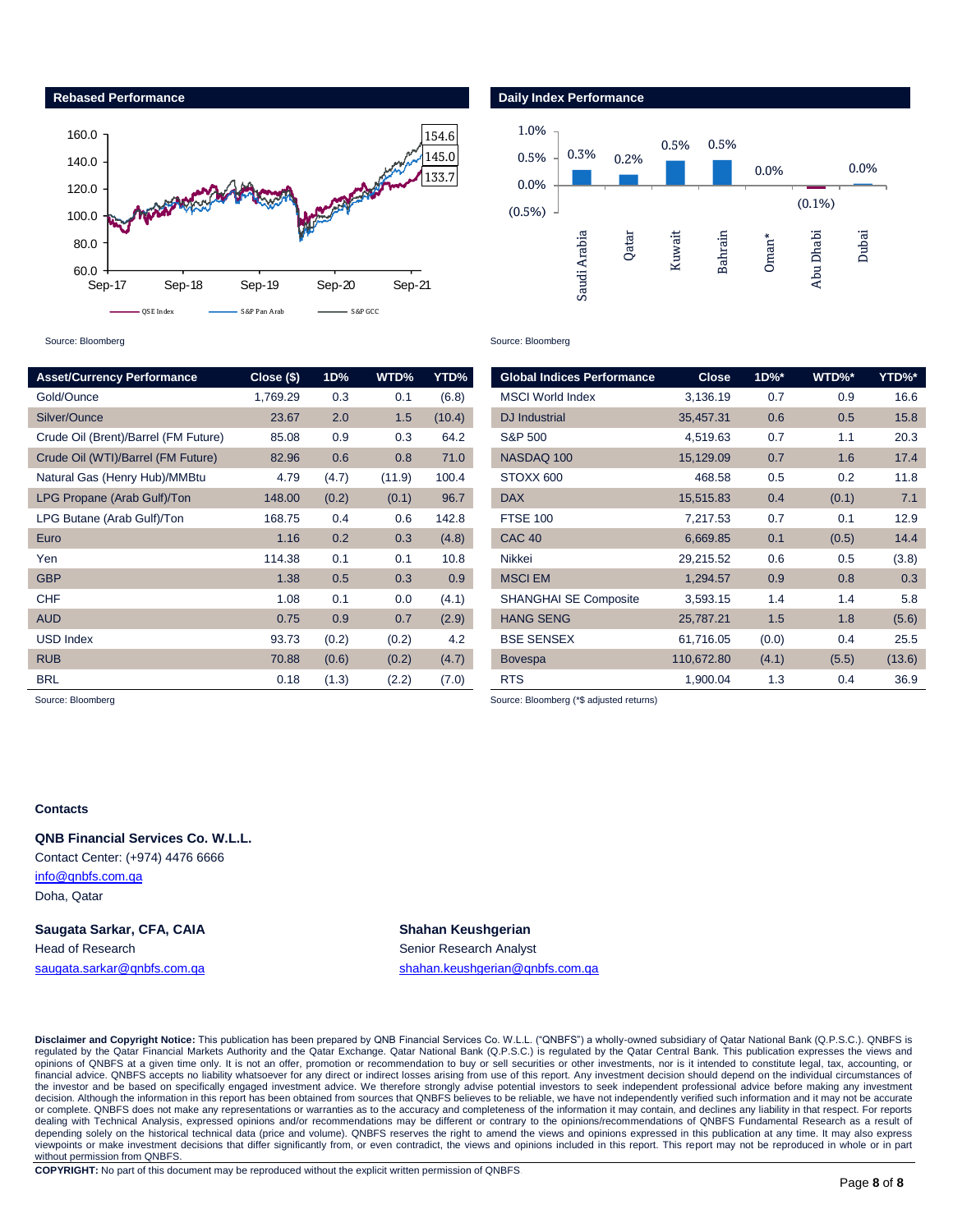## Rebased Performance

160.0
140.0
120.0
100.0
80.0
60.0
Sep-17
Sep-18
Sep-19
Sep-20
Sep-21
154.6
145.0
133.7
QSE Index
S&P Pan Arab
S&P GCC

Source: Bloomberg

## Daily Index Performance

1.0%
0.5%
0.0%
(0.5%)
0.3%
0.2%
0.5%
0.5%
0.0%
(0.1%)
0.0%
Saudi Arabia
Qatar
Kuwait
Bahrain
Oman*
Abu Dhabi
Dubai

Source: Bloomberg

| Asset/Currency Performance | Close ($) | 1D% | WTD% | YTD% |
|---|---|---|---|---|
| Gold/Ounce | 1,769.29 | 0.3 | 0.1 | (6.8) |
| Silver/Ounce | 23.67 | 2.0 | 1.5 | (10.4) |
| Crude Oil (Brent)/Barrel (FM Future) | 85.08 | 0.9 | 0.3 | 64.2 |
| Crude Oil (WTI)/Barrel (FM Future) | 82.96 | 0.6 | 0.8 | 71.0 |
| Natural Gas (Henry Hub)/MMBtu | 4.79 | (4.7) | (11.9) | 100.4 |
| LPG Propane (Arab Gulf)/Ton | 148.00 | (0.2) | (0.1) | 96.7 |
| LPG Butane (Arab Gulf)/Ton | 168.75 | 0.4 | 0.6 | 142.8 |
| Euro | 1.16 | 0.2 | 0.3 | (4.8) |
| Yen | 114.38 | 0.1 | 0.1 | 10.8 |
| GBP | 1.38 | 0.5 | 0.3 | 0.9 |
| CHF | 1.08 | 0.1 | 0.0 | (4.1) |
| AUD | 0.75 | 0.9 | 0.7 | (2.9) |
| USD Index | 93.73 | (0.2) | (0.2) | 4.2 |
| RUB | 70.88 | (0.6) | (0.2) | (4.7) |
| BRL | 0.18 | (1.3) | (2.2) | (7.0) |

Source: Bloomberg

| Global Indices Performance | Close | 1D%* | WTD%* | YTD%* |
|---|---|---|---|---|
| MSCI World Index | 3,136.19 | 0.7 | 0.9 | 16.6 |
| DJ Industrial | 35,457.31 | 0.6 | 0.5 | 15.8 |
| S&P 500 | 4,519.63 | 0.7 | 1.1 | 20.3 |
| NASDAQ 100 | 15,129.09 | 0.7 | 1.6 | 17.4 |
| STOXX 600 | 468.58 | 0.5 | 0.2 | 11.8 |
| DAX | 15,515.83 | 0.4 | (0.1) | 7.1 |
| FTSE 100 | 7,217.53 | 0.7 | 0.1 | 12.9 |
| CAC 40 | 6,669.85 | 0.1 | (0.5) | 14.4 |
| Nikkei | 29,215.52 | 0.6 | 0.5 | (3.8) |
| MSCI EM | 1,294.57 | 0.9 | 0.8 | 0.3 |
| SHANGHAI SE Composite | 3,593.15 | 1.4 | 1.4 | 5.8 |
| HANG SENG | 25,787.21 | 1.5 | 1.8 | (5.6) |
| BSE SENSEX | 61,716.05 | (0.0) | 0.4 | 25.5 |
| Bovespa | 110,672.80 | (4.1) | (5.5) | (13.6) |
| RTS | 1,900.04 | 1.3 | 0.4 | 36.9 |

Source: Bloomberg (*$ adjusted returns)

**Contacts**

**QNB Financial Services Co. W.L.L.**
Contact Center: (+974) 4476 6666
info@qnbfs.com.qa
Doha, Qatar

**Saugata Sarkar, CFA, CAIA**
Head of Research
saugata.sarkar@qnbfs.com.qa

**Shahan Keushgerian**
Senior Research Analyst
shahan.keushgerian@qnbfs.com.qa

**Disclaimer and Copyright Notice:** This publication has been prepared by QNB Financial Services Co. W.L.L. ("QNBFS") a wholly-owned subsidiary of Qatar National Bank (Q.P.S.C.). QNBFS is regulated by the Qatar Financial Markets Authority and the Qatar Exchange. Qatar National Bank (Q.P.S.C.) is regulated by the Qatar Central Bank. This publication expresses the views and opinions of QNBFS at a given time only. It is not an offer, promotion or recommendation to buy or sell securities or other investments, nor is it intended to constitute legal, tax, accounting, or financial advice. QNBFS accepts no liability whatsoever for any direct or indirect losses arising from use of this report. Any investment decision should depend on the individual circumstances of the investor and be based on specifically engaged investment advice. We therefore strongly advise potential investors to seek independent professional advice before making any investment decision. Although the information in this report has been obtained from sources that QNBFS believes to be reliable, we have not independently verified such information and it may not be accurate or complete. QNBFS does not make any representations or warranties as to the accuracy and completeness of the information it may contain, and declines any liability in that respect. For reports dealing with Technical Analysis, expressed opinions and/or recommendations may be different or contrary to the opinions/recommendations of QNBFS Fundamental Research as a result of depending solely on the historical technical data (price and volume). QNBFS reserves the right to amend the views and opinions expressed in this publication at any time. It may also express viewpoints or make investment decisions that differ significantly from, or even contradict, the views and opinions included in this report. This report may not be reproduced in whole or in part without permission from QNBFS.

**COPYRIGHT:** No part of this document may be reproduced without the explicit written permission of QNBFS.